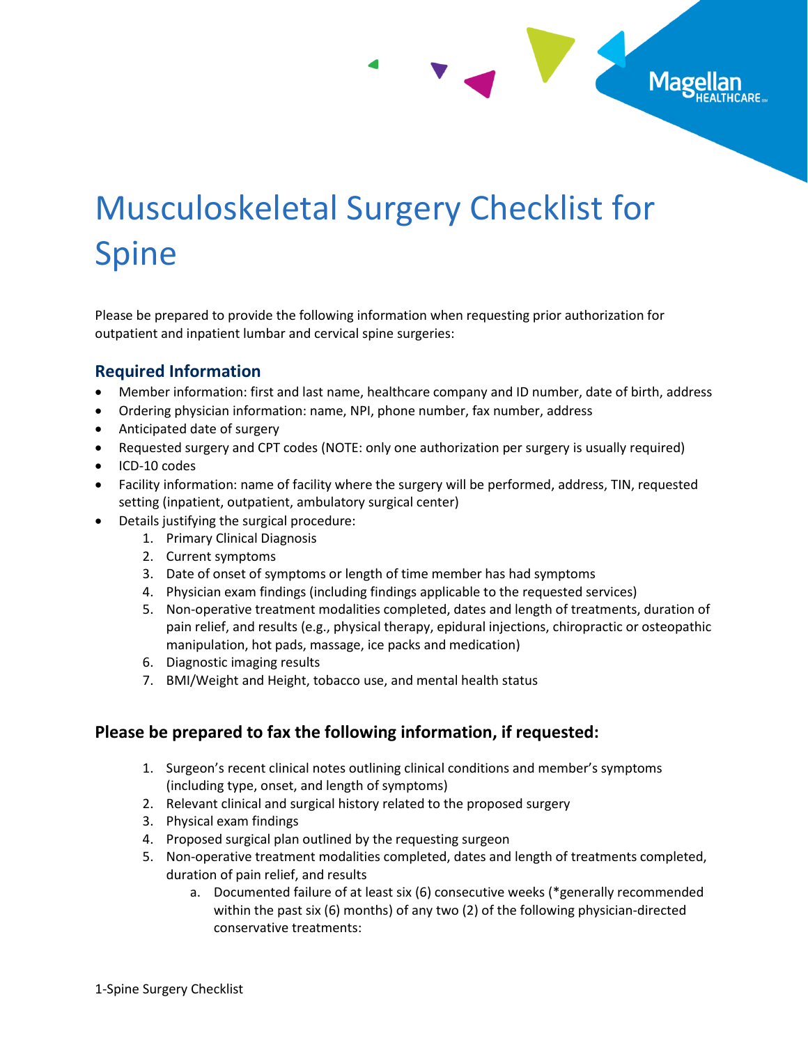# Musculoskeletal Surgery Checklist for Spine

Please be prepared to provide the following information when requesting prior authorization for outpatient and inpatient lumbar and cervical spine surgeries:

## Required Information

- Member information: first and last name, healthcare company and ID number, date of birth, address
- Ordering physician information: name, NPI, phone number, fax number, address
- Anticipated date of surgery
- Requested surgery and CPT codes (NOTE: only one authorization per surgery is usually required)
- ICD-10 codes
- Facility information: name of facility where the surgery will be performed, address, TIN, requested setting (inpatient, outpatient, ambulatory surgical center)
- Details justifying the surgical procedure:
    1. Primary Clinical Diagnosis
    2. Current symptoms
    3. Date of onset of symptoms or length of time member has had symptoms
    4. Physician exam findings (including findings applicable to the requested services)
    5. Non-operative treatment modalities completed, dates and length of treatments, duration of pain relief, and results (e.g., physical therapy, epidural injections, chiropractic or osteopathic manipulation, hot pads, massage, ice packs and medication)
    6. Diagnostic imaging results
    7. BMI/Weight and Height, tobacco use, and mental health status

## Please be prepared to fax the following information, if requested:

1. Surgeon's recent clinical notes outlining clinical conditions and member's symptoms (including type, onset, and length of symptoms)
2. Relevant clinical and surgical history related to the proposed surgery
3. Physical exam findings
4. Proposed surgical plan outlined by the requesting surgeon
5. Non-operative treatment modalities completed, dates and length of treatments completed, duration of pain relief, and results
    a. Documented failure of at least six (6) consecutive weeks (*generally recommended within the past six (6) months) of any two (2) of the following physician-directed conservative treatments: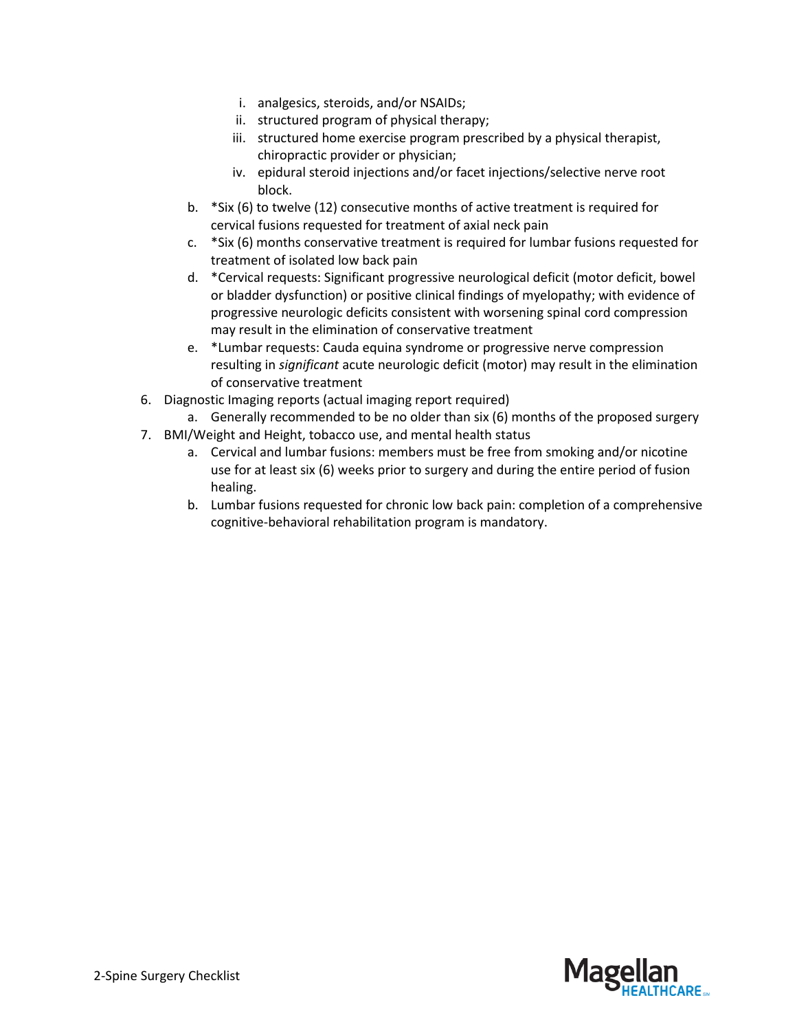i. analgesics, steroids, and/or NSAIDs;
   ii. structured program of physical therapy;
   iii. structured home exercise program prescribed by a physical therapist, chiropractic provider or physician;
   iv. epidural steroid injections and/or facet injections/selective nerve root block.

   b. *Six (6) to twelve (12) consecutive months of active treatment is required for cervical fusions requested for treatment of axial neck pain
   c. *Six (6) months conservative treatment is required for lumbar fusions requested for treatment of isolated low back pain
   d. *Cervical requests: Significant progressive neurological deficit (motor deficit, bowel or bladder dysfunction) or positive clinical findings of myelopathy; with evidence of progressive neurologic deficits consistent with worsening spinal cord compression may result in the elimination of conservative treatment
   e. *Lumbar requests: Cauda equina syndrome or progressive nerve compression resulting in *significant* acute neurologic deficit (motor) may result in the elimination of conservative treatment

6. Diagnostic Imaging reports (actual imaging report required)
   a. Generally recommended to be no older than six (6) months of the proposed surgery
7. BMI/Weight and Height, tobacco use, and mental health status
   a. Cervical and lumbar fusions: members must be free from smoking and/or nicotine use for at least six (6) weeks prior to surgery and during the entire period of fusion healing.
   b. Lumbar fusions requested for chronic low back pain: completion of a comprehensive cognitive-behavioral rehabilitation program is mandatory.